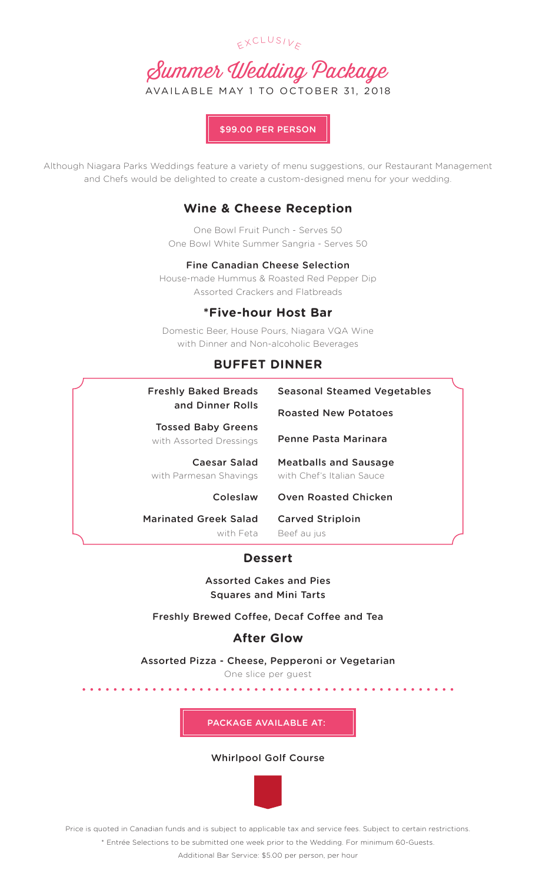EXCLUSIVE

# Summer Wedding Package

AVAILABLE MAY 1 TO OCTOBER 31, 2018

**$99.00 PER PERSON**

Although Niagara Parks Weddings feature a variety of menu suggestions, our Restaurant Management and Chefs would be delighted to create a custom-designed menu for your wedding.

## Wine & Cheese Reception

One Bowl Fruit Punch - Serves 50
One Bowl White Summer Sangria - Serves 50

**Fine Canadian Cheese Selection**
House-made Hummus & Roasted Red Pepper Dip
Assorted Crackers and Flatbreads

## *Five-hour Host Bar

Domestic Beer, House Pours, Niagara VQA Wine
with Dinner and Non-alcoholic Beverages

## BUFFET DINNER

**Freshly Baked Breads and Dinner Rolls**

**Tossed Baby Greens**
with Assorted Dressings

**Caesar Salad**
with Parmesan Shavings

**Coleslaw**

**Marinated Greek Salad**
with Feta

**Seasonal Steamed Vegetables**

**Roasted New Potatoes**

**Penne Pasta Marinara**

**Meatballs and Sausage**
with Chef's Italian Sauce

**Oven Roasted Chicken**

**Carved Striploin**
Beef au jus

## Dessert

**Assorted Cakes and Pies**
**Squares and Mini Tarts**

**Freshly Brewed Coffee, Decaf Coffee and Tea**

## After Glow

**Assorted Pizza - Cheese, Pepperoni or Vegetarian**
One slice per guest

PACKAGE AVAILABLE AT:

**Whirlpool Golf Course**

Price is quoted in Canadian funds and is subject to applicable tax and service fees. Subject to certain restrictions.

* Entrée Selections to be submitted one week prior to the Wedding. For minimum 60-Guests.

Additional Bar Service: $5.00 per person, per hour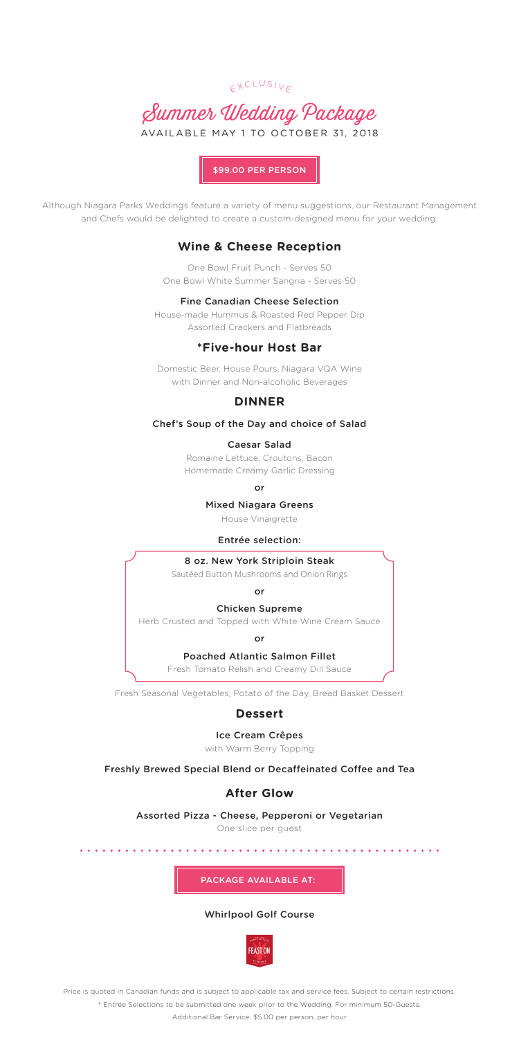EXCLUSIVE

# Summer Wedding Package

AVAILABLE MAY 1 TO OCTOBER 31, 2018

$99.00 PER PERSON

Although Niagara Parks Weddings feature a variety of menu suggestions, our Restaurant Management and Chefs would be delighted to create a custom-designed menu for your wedding.

## Wine & Cheese Reception

One Bowl Fruit Punch - Serves 50
One Bowl White Summer Sangria - Serves 50

**Fine Canadian Cheese Selection**
House-made Hummus & Roasted Red Pepper Dip
Assorted Crackers and Flatbreads

## *Five-hour Host Bar

Domestic Beer, House Pours, Niagara VQA Wine
with Dinner and Non-alcoholic Beverages

## DINNER

**Chef's Soup of the Day and choice of Salad**

**Caesar Salad**
Romaine Lettuce, Croutons, Bacon
Homemade Creamy Garlic Dressing

or

**Mixed Niagara Greens**
House Vinaigrette

**Entrée selection:**

**8 oz. New York Striploin Steak**
Sautéed Button Mushrooms and Onion Rings

or

**Chicken Supreme**
Herb Crusted and Topped with White Wine Cream Sauce

or

**Poached Atlantic Salmon Fillet**
Fresh Tomato Relish and Creamy Dill Sauce

Fresh Seasonal Vegetables, Potato of the Day, Bread Basket Dessert

## Dessert

**Ice Cream Crêpes**
with Warm Berry Topping

**Freshly Brewed Special Blend or Decaffeinated Coffee and Tea**

## After Glow

**Assorted Pizza - Cheese, Pepperoni or Vegetarian**
One slice per guest

PACKAGE AVAILABLE AT:

**Whirlpool Golf Course**

FEAST ON

Price is quoted in Canadian funds and is subject to applicable tax and service fees. Subject to certain restrictions.
* Entrée Selections to be submitted one week prior to the Wedding. For minimum 50-Guests.
Additional Bar Service: $5.00 per person, per hour